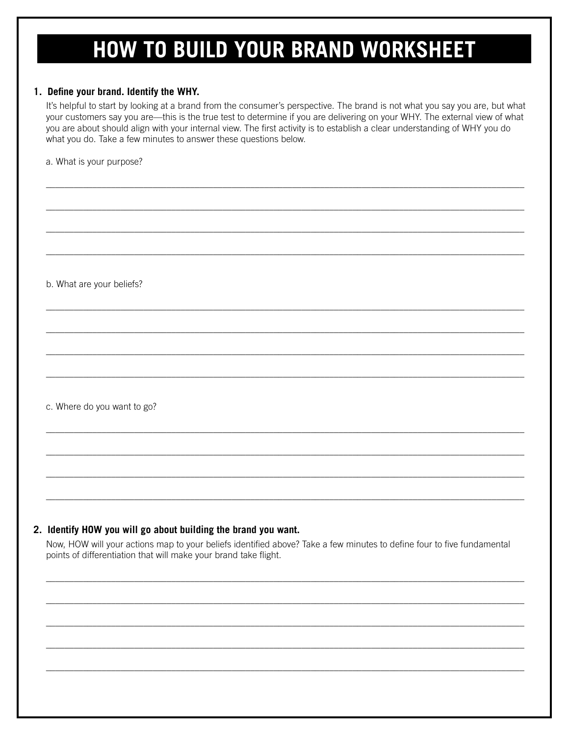# HOW TO BUILD YOUR BRAND WORKSHEET

**1. Define your brand. Identify the WHY.**

It's helpful to start by looking at a brand from the consumer's perspective. The brand is not what you say you are, but what your customers say you are—this is the true test to determine if you are delivering on your WHY. The external view of what you are about should align with your internal view. The first activity is to establish a clear understanding of WHY you do what you do. Take a few minutes to answer these questions below.

a. What is your purpose?

______________________________________________________________________________

______________________________________________________________________________

______________________________________________________________________________

______________________________________________________________________________

b. What are your beliefs?

______________________________________________________________________________

______________________________________________________________________________

______________________________________________________________________________

______________________________________________________________________________

c. Where do you want to go?

______________________________________________________________________________

______________________________________________________________________________

______________________________________________________________________________

______________________________________________________________________________

**2. Identify HOW you will go about building the brand you want.**

Now, HOW will your actions map to your beliefs identified above? Take a few minutes to define four to five fundamental points of differentiation that will make your brand take flight.

______________________________________________________________________________

______________________________________________________________________________

______________________________________________________________________________

______________________________________________________________________________

______________________________________________________________________________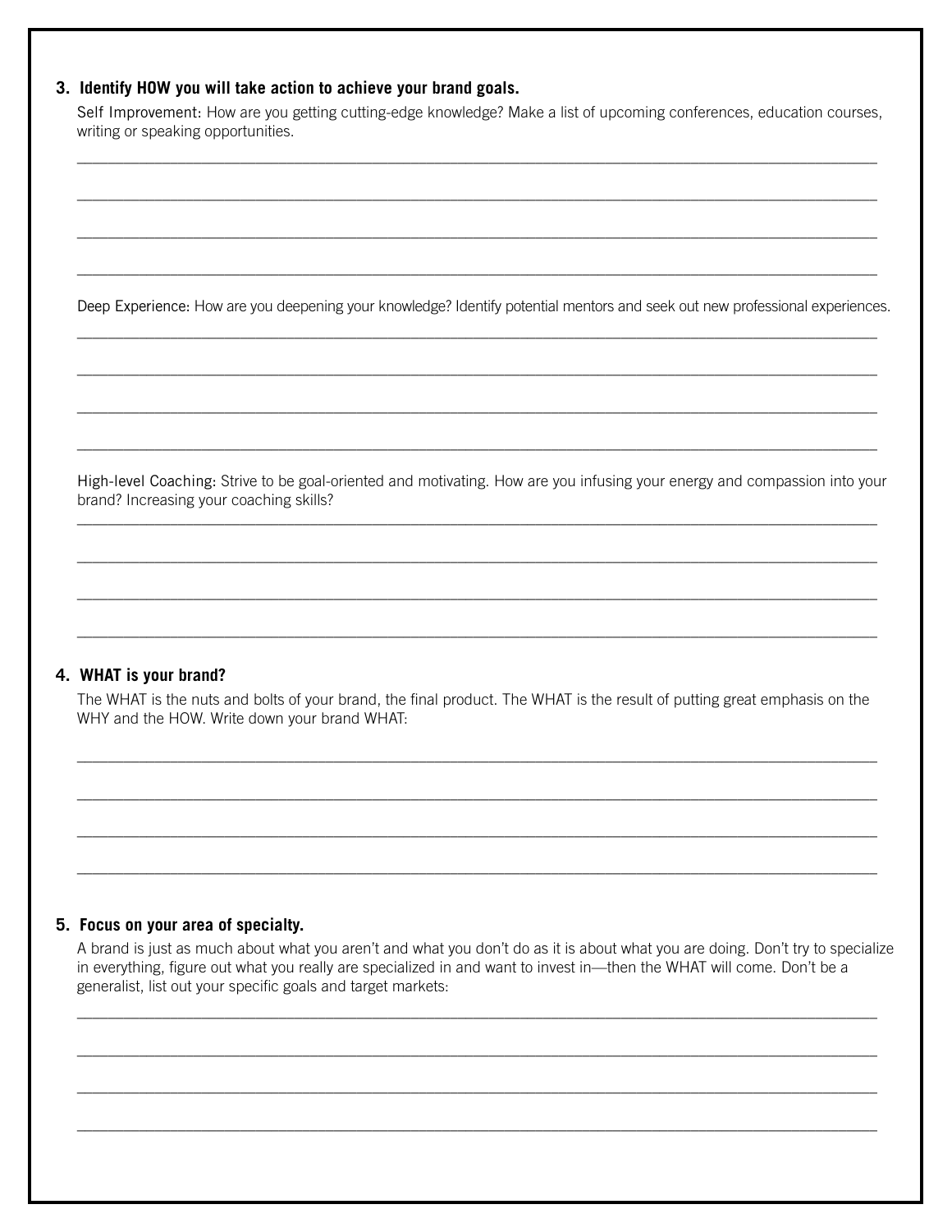3. **Identify HOW you will take action to achieve your brand goals.**

   Self Improvement: How are you getting cutting-edge knowledge? Make a list of upcoming conferences, education courses, writing or speaking opportunities.

   ______________________________________________________________________

   ______________________________________________________________________

   ______________________________________________________________________

   ______________________________________________________________________

   Deep Experience: How are you deepening your knowledge? Identify potential mentors and seek out new professional experiences.

   ______________________________________________________________________

   ______________________________________________________________________

   ______________________________________________________________________

   ______________________________________________________________________

   High-level Coaching: Strive to be goal-oriented and motivating. How are you infusing your energy and compassion into your brand? Increasing your coaching skills?

   ______________________________________________________________________

   ______________________________________________________________________

   ______________________________________________________________________

   ______________________________________________________________________

4. **WHAT is your brand?**

   The WHAT is the nuts and bolts of your brand, the final product. The WHAT is the result of putting great emphasis on the WHY and the HOW. Write down your brand WHAT:

   ______________________________________________________________________

   ______________________________________________________________________

   ______________________________________________________________________

   ______________________________________________________________________

5. **Focus on your area of specialty.**

   A brand is just as much about what you aren't and what you don't do as it is about what you are doing. Don't try to specialize in everything, figure out what you really are specialized in and want to invest in—then the WHAT will come. Don't be a generalist, list out your specific goals and target markets:

   ______________________________________________________________________

   ______________________________________________________________________

   ______________________________________________________________________

   ______________________________________________________________________